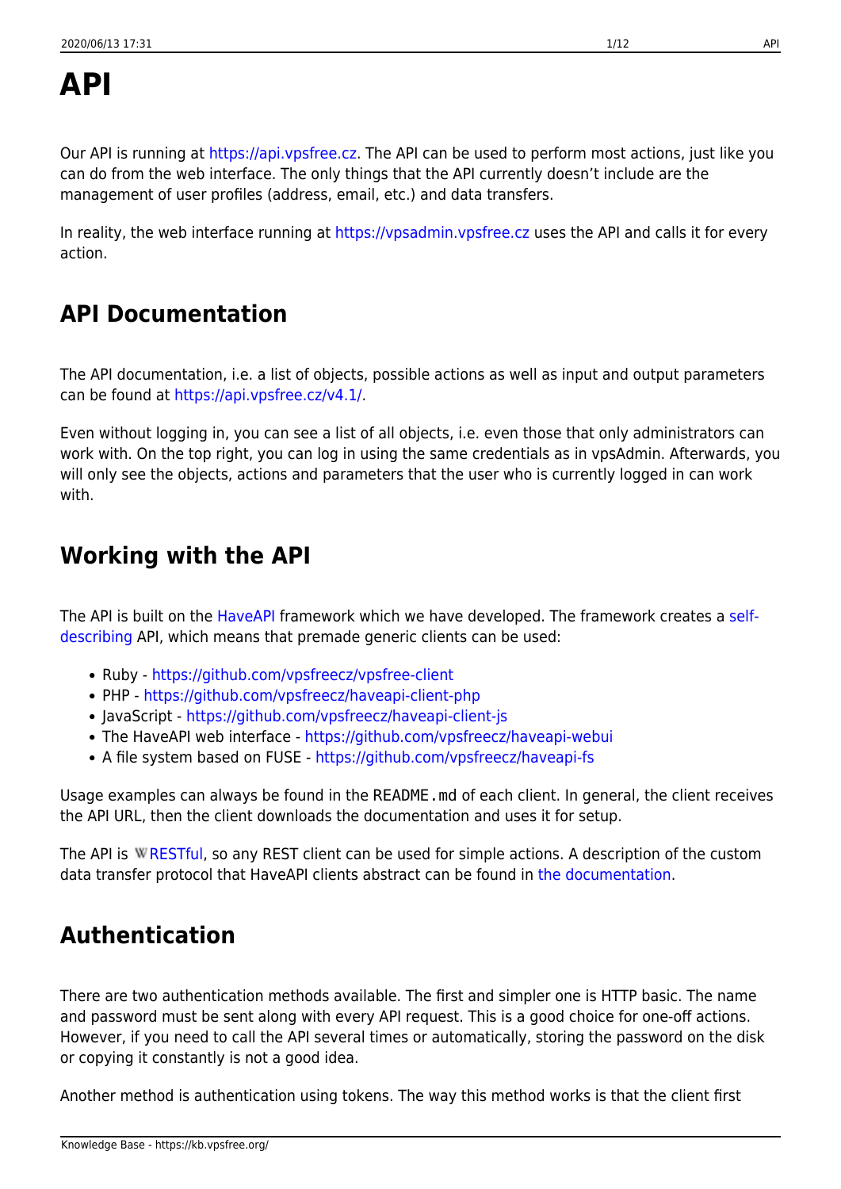# API

Our API is running at https://api.vpsfree.cz. The API can be used to perform most actions, just like you can do from the web interface. The only things that the API currently doesn't include are the management of user profiles (address, email, etc.) and data transfers.

In reality, the web interface running at https://vpsadmin.vpsfree.cz uses the API and calls it for every action.

## API Documentation

The API documentation, i.e. a list of objects, possible actions as well as input and output parameters can be found at https://api.vpsfree.cz/v4.1/.

Even without logging in, you can see a list of all objects, i.e. even those that only administrators can work with. On the top right, you can log in using the same credentials as in vpsAdmin. Afterwards, you will only see the objects, actions and parameters that the user who is currently logged in can work with.

## Working with the API

The API is built on the HaveAPI framework which we have developed. The framework creates a self-describing API, which means that premade generic clients can be used:

- Ruby - https://github.com/vpsfreecz/vpsfree-client
- PHP - https://github.com/vpsfreecz/haveapi-client-php
- JavaScript - https://github.com/vpsfreecz/haveapi-client-js
- The HaveAPI web interface - https://github.com/vpsfreecz/haveapi-webui
- A file system based on FUSE - https://github.com/vpsfreecz/haveapi-fs

Usage examples can always be found in the `README.md` of each client. In general, the client receives the API URL, then the client downloads the documentation and uses it for setup.

The API is RESTful, so any REST client can be used for simple actions. A description of the custom data transfer protocol that HaveAPI clients abstract can be found in the documentation.

## Authentication

There are two authentication methods available. The first and simpler one is HTTP basic. The name and password must be sent along with every API request. This is a good choice for one-off actions. However, if you need to call the API several times or automatically, storing the password on the disk or copying it constantly is not a good idea.

Another method is authentication using tokens. The way this method works is that the client first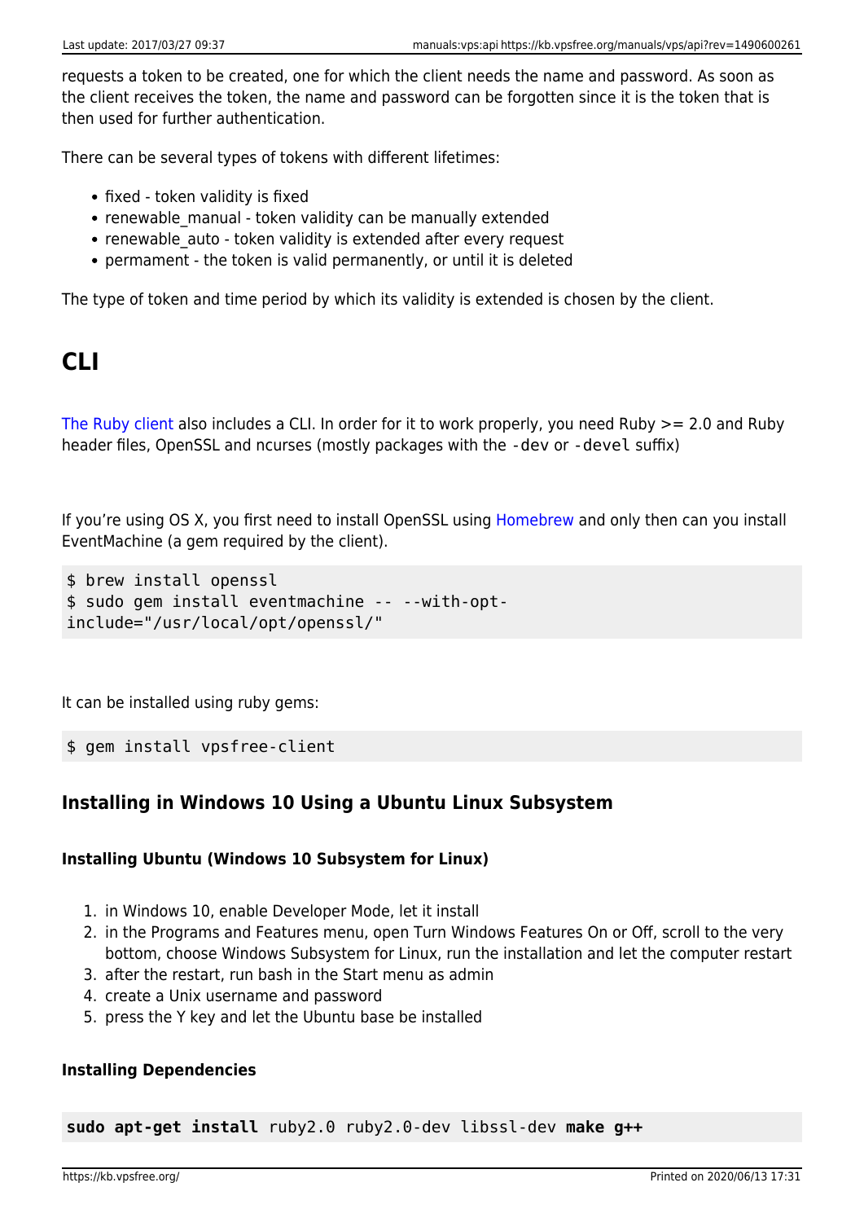requests a token to be created, one for which the client needs the name and password. As soon as the client receives the token, the name and password can be forgotten since it is the token that is then used for further authentication.

There can be several types of tokens with different lifetimes:

- fixed - token validity is fixed
- renewable_manual - token validity can be manually extended
- renewable_auto - token validity is extended after every request
- permament - the token is valid permanently, or until it is deleted

The type of token and time period by which its validity is extended is chosen by the client.

# CLI

The Ruby client also includes a CLI. In order for it to work properly, you need Ruby >= 2.0 and Ruby header files, OpenSSL and ncurses (mostly packages with the `-dev` or `-devel` suffix)

If you're using OS X, you first need to install OpenSSL using Homebrew and only then can you install EventMachine (a gem required by the client).

```
$ brew install openssl
$ sudo gem install eventmachine -- --with-opt-include="/usr/local/opt/openssl/"
```

It can be installed using ruby gems:

```
$ gem install vpsfree-client
```

## Installing in Windows 10 Using a Ubuntu Linux Subsystem

### Installing Ubuntu (Windows 10 Subsystem for Linux)

1. in Windows 10, enable Developer Mode, let it install
2. in the Programs and Features menu, open Turn Windows Features On or Off, scroll to the very bottom, choose Windows Subsystem for Linux, run the installation and let the computer restart
3. after the restart, run bash in the Start menu as admin
4. create a Unix username and password
5. press the Y key and let the Ubuntu base be installed

### Installing Dependencies

```
sudo apt-get install ruby2.0 ruby2.0-dev libssl-dev make g++
```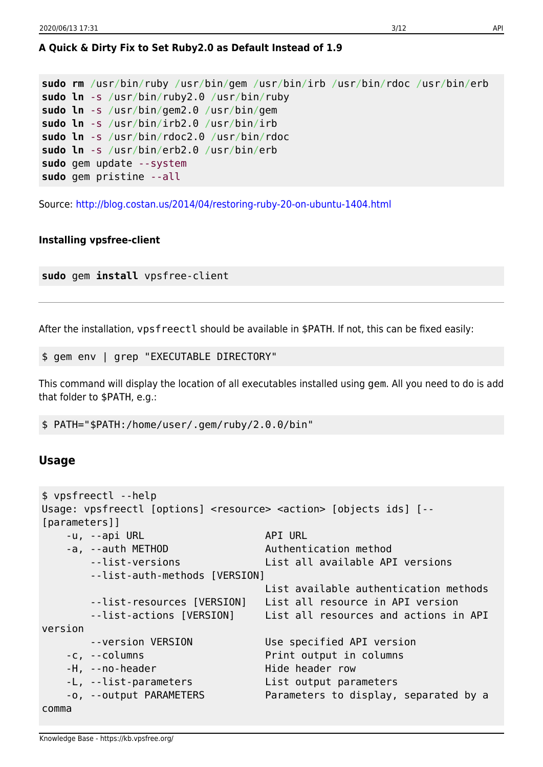#### A Quick & Dirty Fix to Set Ruby2.0 as Default Instead of 1.9

```
sudo rm /usr/bin/ruby /usr/bin/gem /usr/bin/irb /usr/bin/rdoc /usr/bin/erb
sudo ln -s /usr/bin/ruby2.0 /usr/bin/ruby
sudo ln -s /usr/bin/gem2.0 /usr/bin/gem
sudo ln -s /usr/bin/irb2.0 /usr/bin/irb
sudo ln -s /usr/bin/rdoc2.0 /usr/bin/rdoc
sudo ln -s /usr/bin/erb2.0 /usr/bin/erb
sudo gem update --system
sudo gem pristine --all
```

Source: http://blog.costan.us/2014/04/restoring-ruby-20-on-ubuntu-1404.html

#### Installing vpsfree-client

```
sudo gem install vpsfree-client
```

---

After the installation, `vpsfreectl` should be available in $PATH. If not, this can be fixed easily:

```
$ gem env | grep "EXECUTABLE DIRECTORY"
```

This command will display the location of all executables installed using gem. All you need to do is add that folder to $PATH, e.g.:

```
$ PATH="$PATH:/home/user/.gem/ruby/2.0.0/bin"
```

### Usage

```
$ vpsfreectl --help
Usage: vpsfreectl [options] <resource> <action> [objects ids] [--
[parameters]]
    -u, --api URL                    API URL
    -a, --auth METHOD                Authentication method
        --list-versions              List all available API versions
        --list-auth-methods [VERSION]
                                     List available authentication methods
        --list-resources [VERSION]   List all resource in API version
        --list-actions [VERSION]     List all resources and actions in API
version
        --version VERSION            Use specified API version
    -c, --columns                    Print output in columns
    -H, --no-header                  Hide header row
    -L, --list-parameters            List output parameters
    -o, --output PARAMETERS          Parameters to display, separated by a
comma
```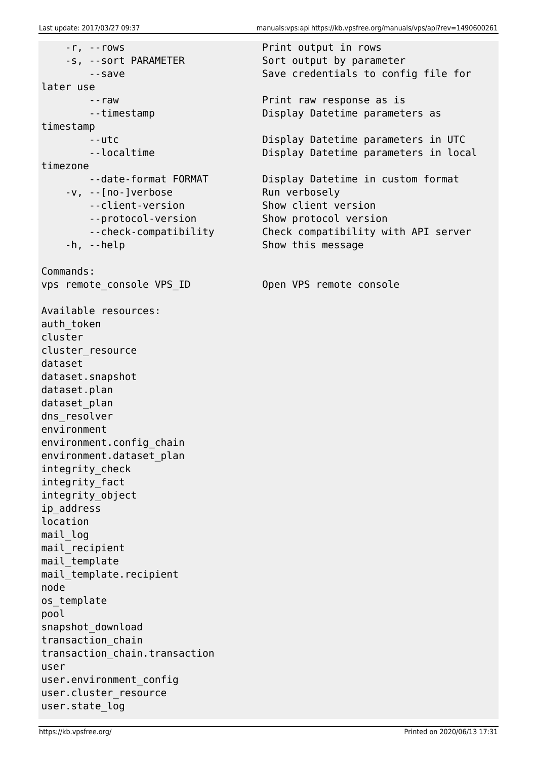```
    -r, --rows                       Print output in rows
    -s, --sort PARAMETER             Sort output by parameter
        --save                       Save credentials to config file for
later use
        --raw                        Print raw response as is
        --timestamp                  Display Datetime parameters as
timestamp
        --utc                        Display Datetime parameters in UTC
        --localtime                  Display Datetime parameters in local
timezone
        --date-format FORMAT         Display Datetime in custom format
    -v, --[no-]verbose               Run verbosely
        --client-version             Show client version
        --protocol-version           Show protocol version
        --check-compatibility        Check compatibility with API server
    -h, --help                       Show this message

Commands:
vps remote_console VPS_ID            Open VPS remote console

Available resources:
auth_token
cluster
cluster_resource
dataset
dataset.snapshot
dataset.plan
dataset_plan
dns_resolver
environment
environment.config_chain
environment.dataset_plan
integrity_check
integrity_fact
integrity_object
ip_address
location
mail_log
mail_recipient
mail_template
mail_template.recipient
node
os_template
pool
snapshot_download
transaction_chain
transaction_chain.transaction
user
user.environment_config
user.cluster_resource
user.state_log
```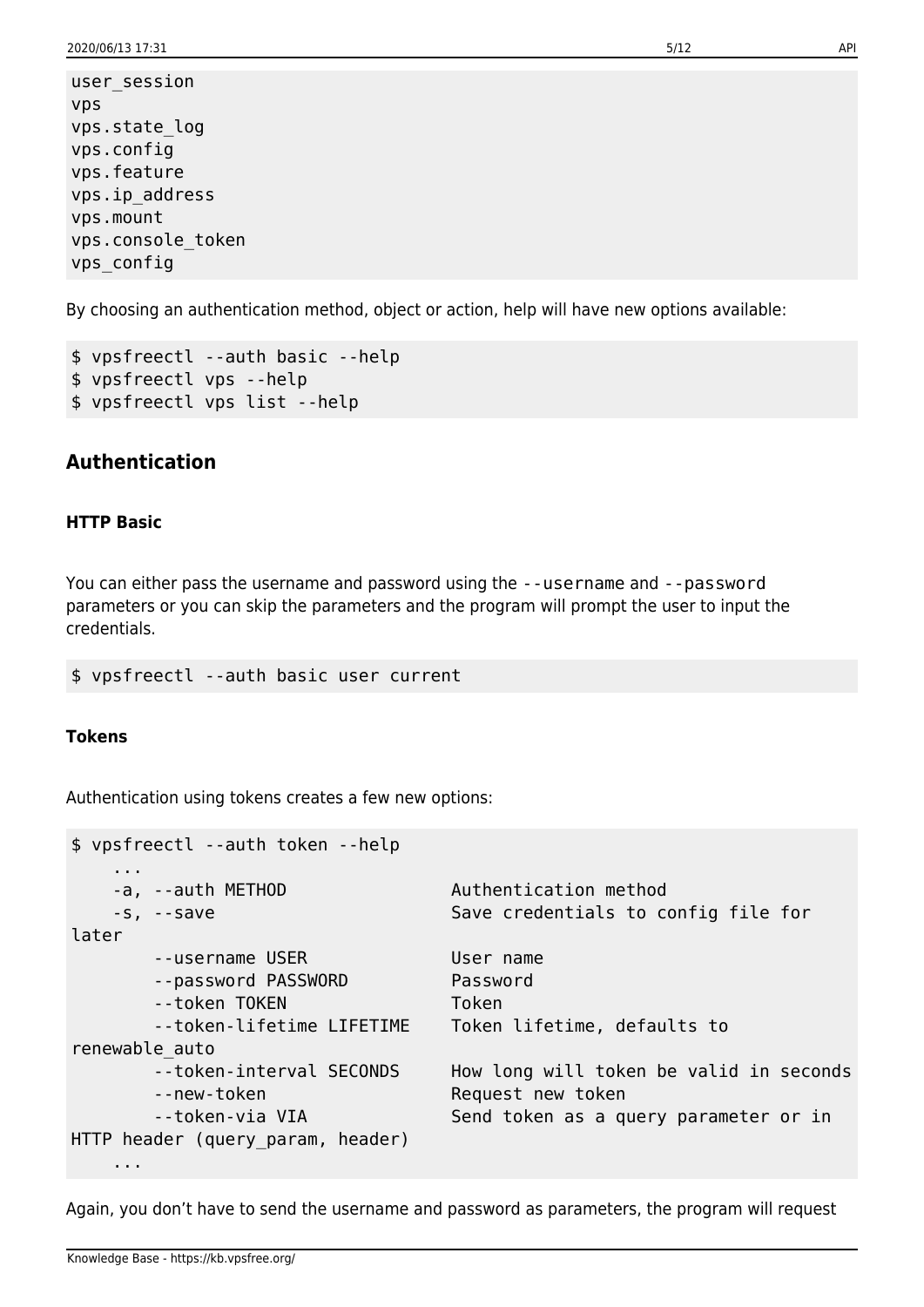```
user_session
vps
vps.state_log
vps.config
vps.feature
vps.ip_address
vps.mount
vps.console_token
vps_config
```

By choosing an authentication method, object or action, help will have new options available:

```
$ vpsfreectl --auth basic --help
$ vpsfreectl vps --help
$ vpsfreectl vps list --help
```

## Authentication

### HTTP Basic

You can either pass the username and password using the `--username` and `--password` parameters or you can skip the parameters and the program will prompt the user to input the credentials.

```
$ vpsfreectl --auth basic user current
```

### Tokens

Authentication using tokens creates a few new options:

```
$ vpsfreectl --auth token --help
    ...
    -a, --auth METHOD              Authentication method
    -s, --save                     Save credentials to config file for
later
        --username USER            User name
        --password PASSWORD        Password
        --token TOKEN              Token
        --token-lifetime LIFETIME  Token lifetime, defaults to
renewable_auto
        --token-interval SECONDS   How long will token be valid in seconds
        --new-token                Request new token
        --token-via VIA            Send token as a query parameter or in
HTTP header (query_param, header)
    ...
```

Again, you don't have to send the username and password as parameters, the program will request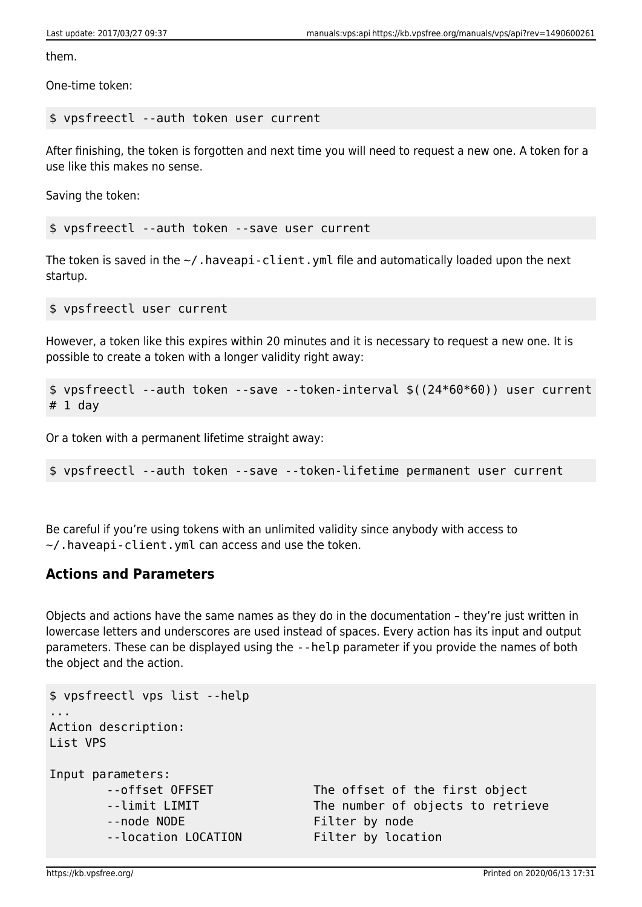them.

One-time token:

```
$ vpsfreectl --auth token user current
```

After finishing, the token is forgotten and next time you will need to request a new one. A token for a use like this makes no sense.

Saving the token:

```
$ vpsfreectl --auth token --save user current
```

The token is saved in the `~/.haveapi-client.yml` file and automatically loaded upon the next startup.

```
$ vpsfreectl user current
```

However, a token like this expires within 20 minutes and it is necessary to request a new one. It is possible to create a token with a longer validity right away:

```
$ vpsfreectl --auth token --save --token-interval $((24*60*60)) user current
# 1 day
```

Or a token with a permanent lifetime straight away:

```
$ vpsfreectl --auth token --save --token-lifetime permanent user current
```

Be careful if you're using tokens with an unlimited validity since anybody with access to `~/.haveapi-client.yml` can access and use the token.

### Actions and Parameters

Objects and actions have the same names as they do in the documentation – they're just written in lowercase letters and underscores are used instead of spaces. Every action has its input and output parameters. These can be displayed using the `--help` parameter if you provide the names of both the object and the action.

```
$ vpsfreectl vps list --help
...
Action description:
List VPS

Input parameters:
        --offset OFFSET            The offset of the first object
        --limit LIMIT              The number of objects to retrieve
        --node NODE                Filter by node
        --location LOCATION        Filter by location
```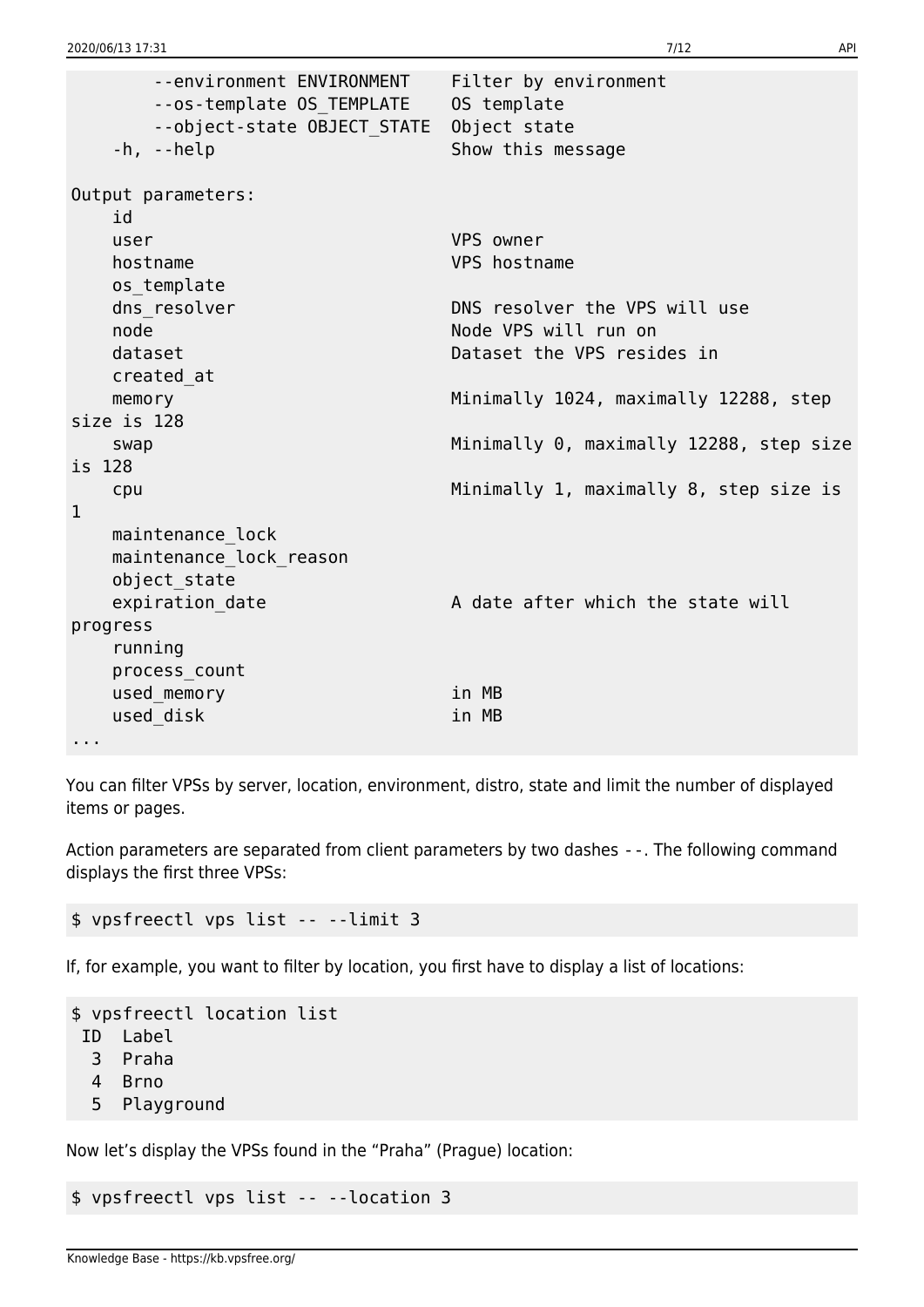```
        --environment ENVIRONMENT    Filter by environment
        --os-template OS_TEMPLATE    OS template
        --object-state OBJECT_STATE  Object state
    -h, --help                       Show this message

Output parameters:
    id
    user                             VPS owner
    hostname                         VPS hostname
    os_template
    dns_resolver                     DNS resolver the VPS will use
    node                             Node VPS will run on
    dataset                          Dataset the VPS resides in
    created_at
    memory                           Minimally 1024, maximally 12288, step
size is 128
    swap                             Minimally 0, maximally 12288, step size
is 128
    cpu                              Minimally 1, maximally 8, step size is
1
    maintenance_lock
    maintenance_lock_reason
    object_state
    expiration_date                  A date after which the state will
progress
    running
    process_count
    used_memory                      in MB
    used_disk                        in MB
...
```

You can filter VPSs by server, location, environment, distro, state and limit the number of displayed items or pages.

Action parameters are separated from client parameters by two dashes --. The following command displays the first three VPSs:

```
$ vpsfreectl vps list -- --limit 3
```

If, for example, you want to filter by location, you first have to display a list of locations:

```
$ vpsfreectl location list
 ID  Label
  3  Praha
  4  Brno
  5  Playground
```

Now let's display the VPSs found in the "Praha" (Prague) location:

```
$ vpsfreectl vps list -- --location 3
```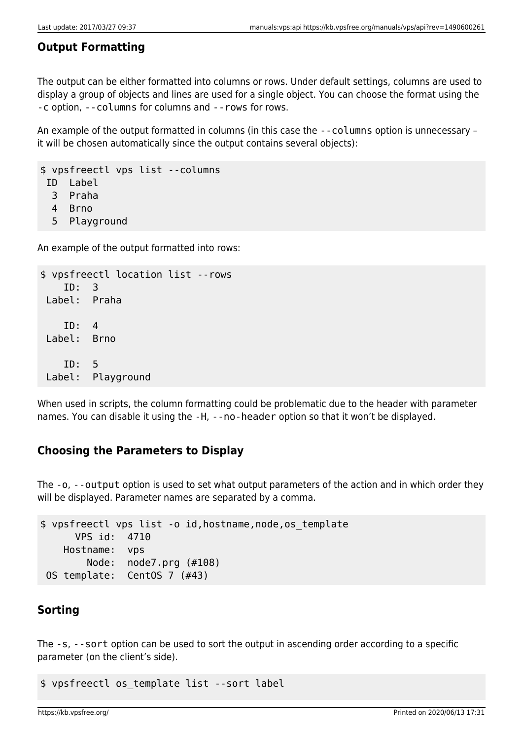### Output Formatting

The output can be either formatted into columns or rows. Under default settings, columns are used to display a group of objects and lines are used for a single object. You can choose the format using the -c option, --columns for columns and --rows for rows.

An example of the output formatted in columns (in this case the --columns option is unnecessary – it will be chosen automatically since the output contains several objects):

```
$ vpsfreectl vps list --columns
 ID  Label
  3  Praha
  4  Brno
  5  Playground
```

An example of the output formatted into rows:

```
$ vpsfreectl location list --rows
    ID:  3
 Label:  Praha

    ID:  4
 Label:  Brno

    ID:  5
 Label:  Playground
```

When used in scripts, the column formatting could be problematic due to the header with parameter names. You can disable it using the -H, --no-header option so that it won't be displayed.

### Choosing the Parameters to Display

The -o, --output option is used to set what output parameters of the action and in which order they will be displayed. Parameter names are separated by a comma.

```
$ vpsfreectl vps list -o id,hostname,node,os_template
      VPS id:  4710
    Hostname:  vps
        Node:  node7.prg (#108)
 OS template:  CentOS 7 (#43)
```

### Sorting

The -s, --sort option can be used to sort the output in ascending order according to a specific parameter (on the client's side).

```
$ vpsfreectl os_template list --sort label
```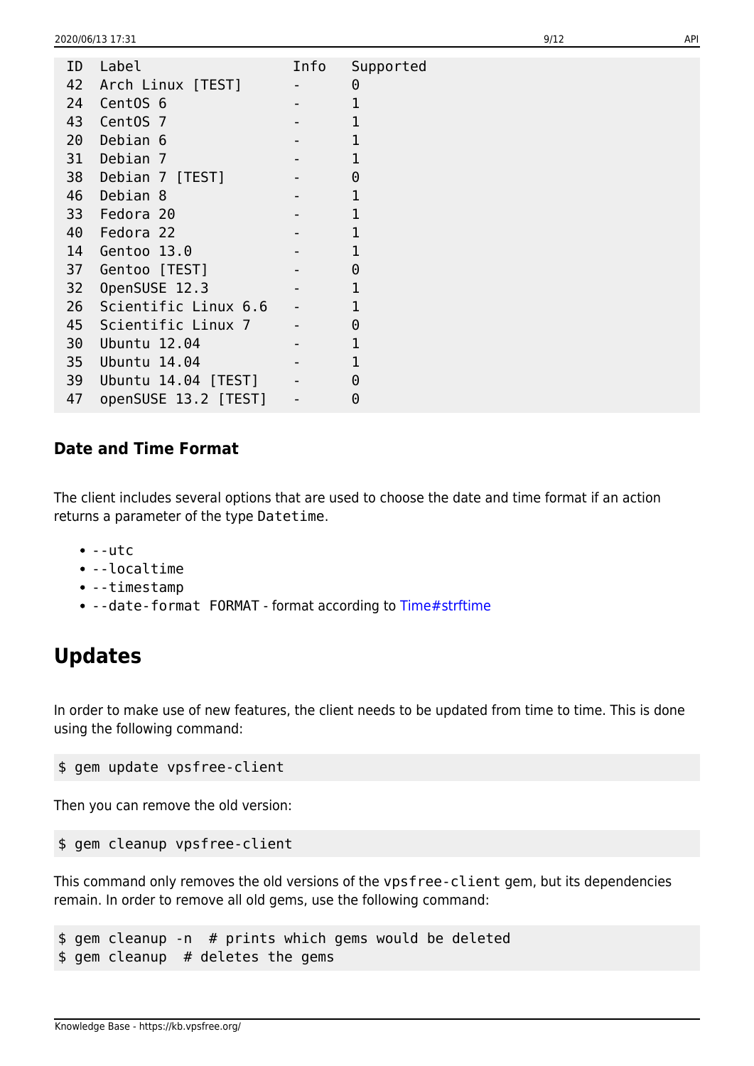```
ID  Label                  Info   Supported
42  Arch Linux [TEST]      -      0
24  CentOS 6               -      1
43  CentOS 7               -      1
20  Debian 6               -      1
31  Debian 7               -      1
38  Debian 7 [TEST]        -      0
46  Debian 8               -      1
33  Fedora 20              -      1
40  Fedora 22              -      1
14  Gentoo 13.0            -      1
37  Gentoo [TEST]          -      0
32  OpenSUSE 12.3          -      1
26  Scientific Linux 6.6   -      1
45  Scientific Linux 7     -      0
30  Ubuntu 12.04           -      1
35  Ubuntu 14.04           -      1
39  Ubuntu 14.04 [TEST]    -      0
47  openSUSE 13.2 [TEST]   -      0
```

### Date and Time Format

The client includes several options that are used to choose the date and time format if an action returns a parameter of the type `Datetime`.

- `--utc`
- `--localtime`
- `--timestamp`
- `--date-format FORMAT` - format according to Time#strftime

## Updates

In order to make use of new features, the client needs to be updated from time to time. This is done using the following command:

```
$ gem update vpsfree-client
```

Then you can remove the old version:

```
$ gem cleanup vpsfree-client
```

This command only removes the old versions of the `vpsfree-client` gem, but its dependencies remain. In order to remove all old gems, use the following command:

```
$ gem cleanup -n  # prints which gems would be deleted
$ gem cleanup  # deletes the gems
```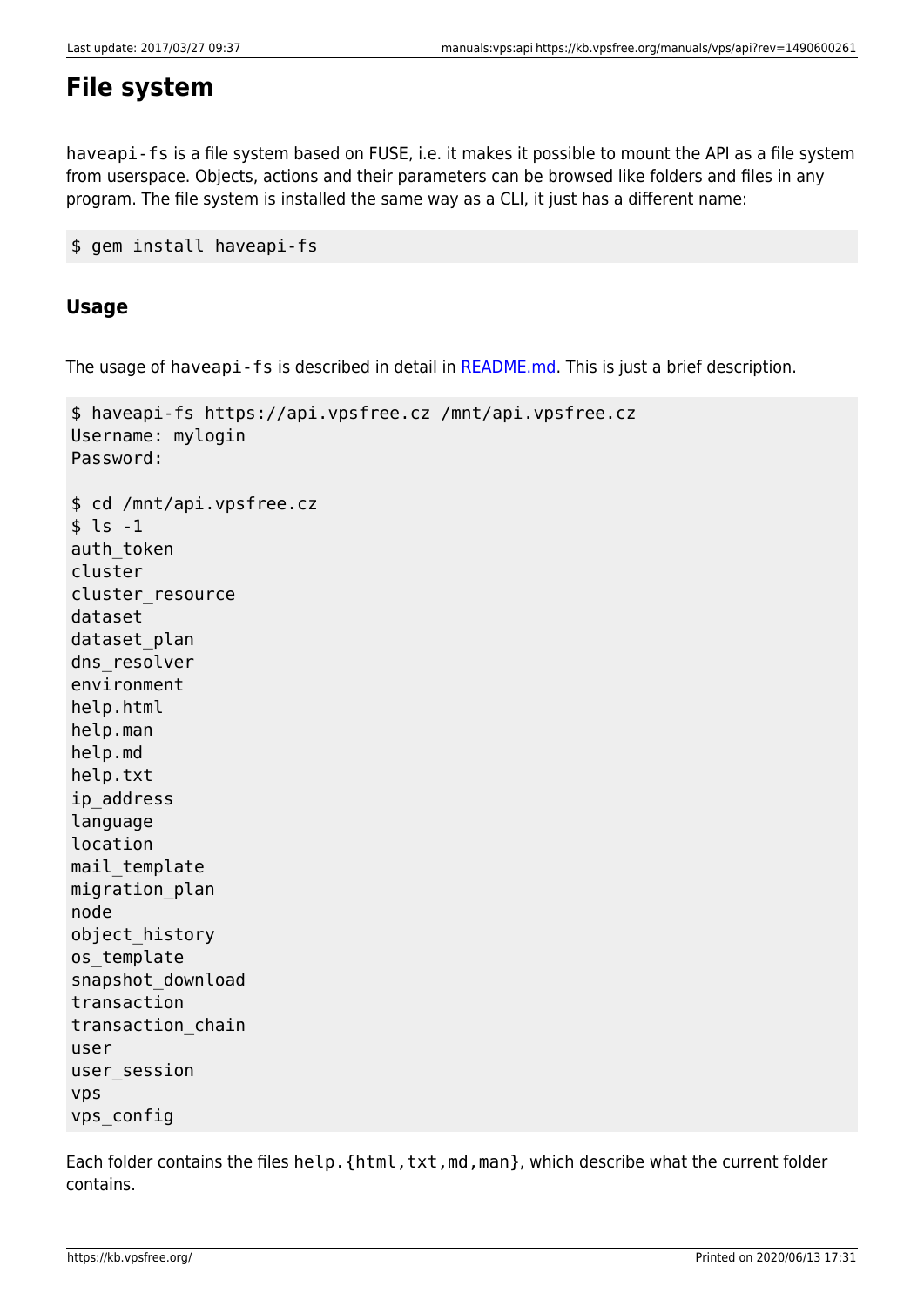# File system

`haveapi-fs` is a file system based on FUSE, i.e. it makes it possible to mount the API as a file system from userspace. Objects, actions and their parameters can be browsed like folders and files in any program. The file system is installed the same way as a CLI, it just has a different name:

```
$ gem install haveapi-fs
```

## Usage

The usage of `haveapi-fs` is described in detail in README.md. This is just a brief description.

```
$ haveapi-fs https://api.vpsfree.cz /mnt/api.vpsfree.cz
Username: mylogin
Password:

$ cd /mnt/api.vpsfree.cz
$ ls -1
auth_token
cluster
cluster_resource
dataset
dataset_plan
dns_resolver
environment
help.html
help.man
help.md
help.txt
ip_address
language
location
mail_template
migration_plan
node
object_history
os_template
snapshot_download
transaction
transaction_chain
user
user_session
vps
vps_config
```

Each folder contains the files `help.{html,txt,md,man}`, which describe what the current folder contains.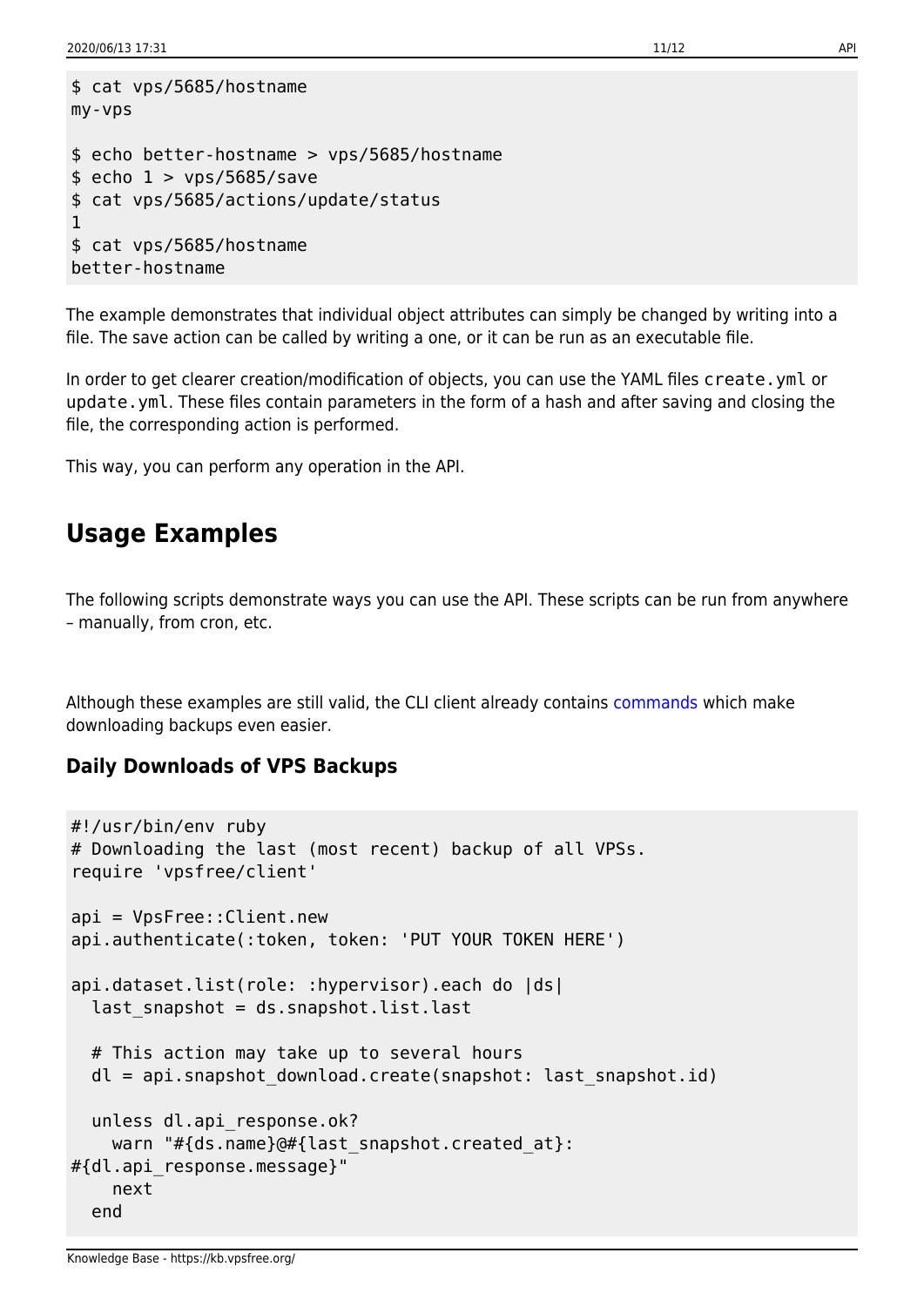```
$ cat vps/5685/hostname
my-vps

$ echo better-hostname > vps/5685/hostname
$ echo 1 > vps/5685/save
$ cat vps/5685/actions/update/status
1
$ cat vps/5685/hostname
better-hostname
```

The example demonstrates that individual object attributes can simply be changed by writing into a file. The save action can be called by writing a one, or it can be run as an executable file.

In order to get clearer creation/modification of objects, you can use the YAML files `create.yml` or `update.yml`. These files contain parameters in the form of a hash and after saving and closing the file, the corresponding action is performed.

This way, you can perform any operation in the API.

## Usage Examples

The following scripts demonstrate ways you can use the API. These scripts can be run from anywhere – manually, from cron, etc.

Although these examples are still valid, the CLI client already contains commands which make downloading backups even easier.

### Daily Downloads of VPS Backups

```
#!/usr/bin/env ruby
# Downloading the last (most recent) backup of all VPSs.
require 'vpsfree/client'

api = VpsFree::Client.new
api.authenticate(:token, token: 'PUT YOUR TOKEN HERE')

api.dataset.list(role: :hypervisor).each do |ds|
  last_snapshot = ds.snapshot.list.last

  # This action may take up to several hours
  dl = api.snapshot_download.create(snapshot: last_snapshot.id)

  unless dl.api_response.ok?
    warn "#{ds.name}@#{last_snapshot.created_at}:
#{dl.api_response.message}"
    next
  end
```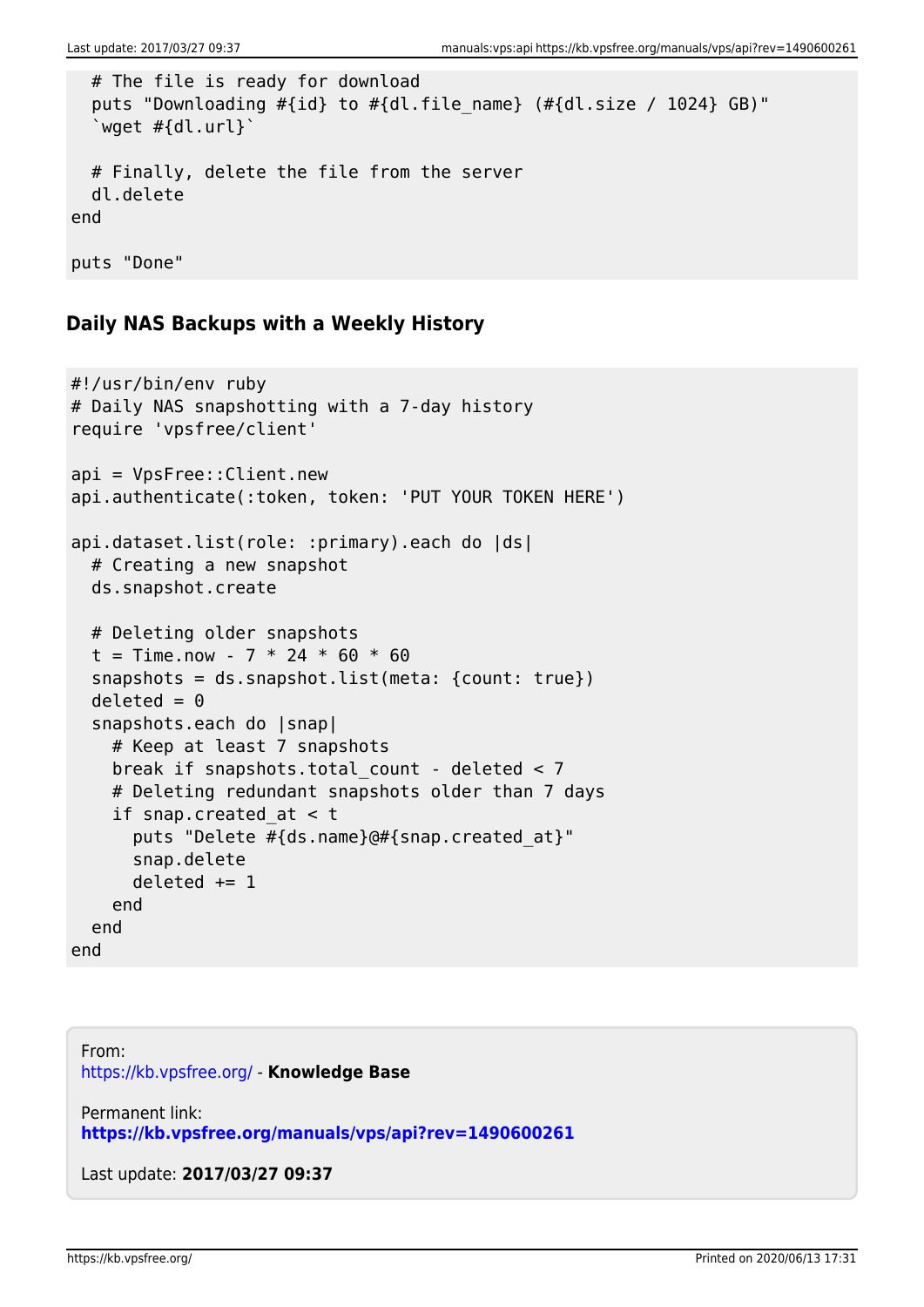```
  # The file is ready for download
  puts "Downloading #{id} to #{dl.file_name} (#{dl.size / 1024} GB)"
  `wget #{dl.url}`

  # Finally, delete the file from the server
  dl.delete
end

puts "Done"
```

### Daily NAS Backups with a Weekly History

```
#!/usr/bin/env ruby
# Daily NAS snapshotting with a 7-day history
require 'vpsfree/client'

api = VpsFree::Client.new
api.authenticate(:token, token: 'PUT YOUR TOKEN HERE')

api.dataset.list(role: :primary).each do |ds|
  # Creating a new snapshot
  ds.snapshot.create

  # Deleting older snapshots
  t = Time.now - 7 * 24 * 60 * 60
  snapshots = ds.snapshot.list(meta: {count: true})
  deleted = 0
  snapshots.each do |snap|
    # Keep at least 7 snapshots
    break if snapshots.total_count - deleted < 7
    # Deleting redundant snapshots older than 7 days
    if snap.created_at < t
      puts "Delete #{ds.name}@#{snap.created_at}"
      snap.delete
      deleted += 1
    end
  end
end
```

From:
https://kb.vpsfree.org/ - **Knowledge Base**

Permanent link:
**https://kb.vpsfree.org/manuals/vps/api?rev=1490600261**

Last update: **2017/03/27 09:37**